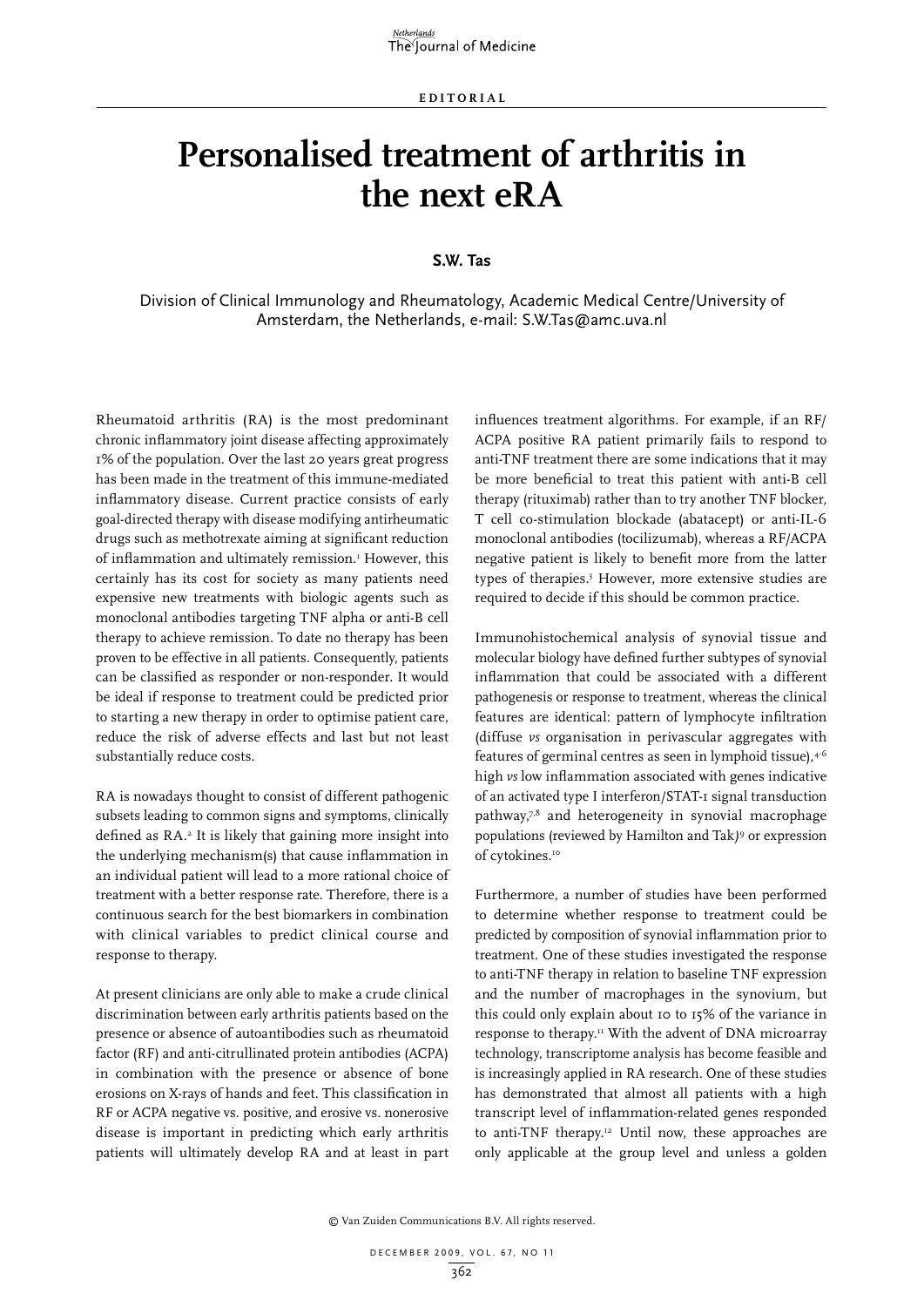**EDITORIAL**

# Personalised treatment of arthritis in the next eRA

**S.W. Tas**

Division of Clinical Immunology and Rheumatology, Academic Medical Centre/University of Amsterdam, the Netherlands, e-mail: S.W.Tas@amc.uva.nl

Rheumatoid arthritis (RA) is the most predominant chronic inflammatory joint disease affecting approximately 1% of the population. Over the last 20 years great progress has been made in the treatment of this immune-mediated inflammatory disease. Current practice consists of early goal-directed therapy with disease modifying antirheumatic drugs such as methotrexate aiming at significant reduction of inflammation and ultimately remission.[1] However, this certainly has its cost for society as many patients need expensive new treatments with biologic agents such as monoclonal antibodies targeting TNF alpha or anti-B cell therapy to achieve remission. To date no therapy has been proven to be effective in all patients. Consequently, patients can be classified as responder or non-responder. It would be ideal if response to treatment could be predicted prior to starting a new therapy in order to optimise patient care, reduce the risk of adverse effects and last but not least substantially reduce costs.

RA is nowadays thought to consist of different pathogenic subsets leading to common signs and symptoms, clinically defined as RA.[2] It is likely that gaining more insight into the underlying mechanism(s) that cause inflammation in an individual patient will lead to a more rational choice of treatment with a better response rate. Therefore, there is a continuous search for the best biomarkers in combination with clinical variables to predict clinical course and response to therapy.

At present clinicians are only able to make a crude clinical discrimination between early arthritis patients based on the presence or absence of autoantibodies such as rheumatoid factor (RF) and anti-citrullinated protein antibodies (ACPA) in combination with the presence or absence of bone erosions on X-rays of hands and feet. This classification in RF or ACPA negative vs. positive, and erosive vs. nonerosive disease is important in predicting which early arthritis patients will ultimately develop RA and at least in part influences treatment algorithms. For example, if an RF/ACPA positive RA patient primarily fails to respond to anti-TNF treatment there are some indications that it may be more beneficial to treat this patient with anti-B cell therapy (rituximab) rather than to try another TNF blocker, T cell co-stimulation blockade (abatacept) or anti-IL-6 monoclonal antibodies (tocilizumab), whereas a RF/ACPA negative patient is likely to benefit more from the latter types of therapies.[3] However, more extensive studies are required to decide if this should be common practice.

Immunohistochemical analysis of synovial tissue and molecular biology have defined further subtypes of synovial inflammation that could be associated with a different pathogenesis or response to treatment, whereas the clinical features are identical: pattern of lymphocyte infiltration (diffuse *vs* organisation in perivascular aggregates with features of germinal centres as seen in lymphoid tissue),[4-6] high *vs* low inflammation associated with genes indicative of an activated type I interferon/STAT-1 signal transduction pathway,[7,8] and heterogeneity in synovial macrophage populations (reviewed by Hamilton and Tak)[9] or expression of cytokines.[10]

Furthermore, a number of studies have been performed to determine whether response to treatment could be predicted by composition of synovial inflammation prior to treatment. One of these studies investigated the response to anti-TNF therapy in relation to baseline TNF expression and the number of macrophages in the synovium, but this could only explain about 10 to 15% of the variance in response to therapy.[11] With the advent of DNA microarray technology, transcriptome analysis has become feasible and is increasingly applied in RA research. One of these studies has demonstrated that almost all patients with a high transcript level of inflammation-related genes responded to anti-TNF therapy.[12] Until now, these approaches are only applicable at the group level and unless a golden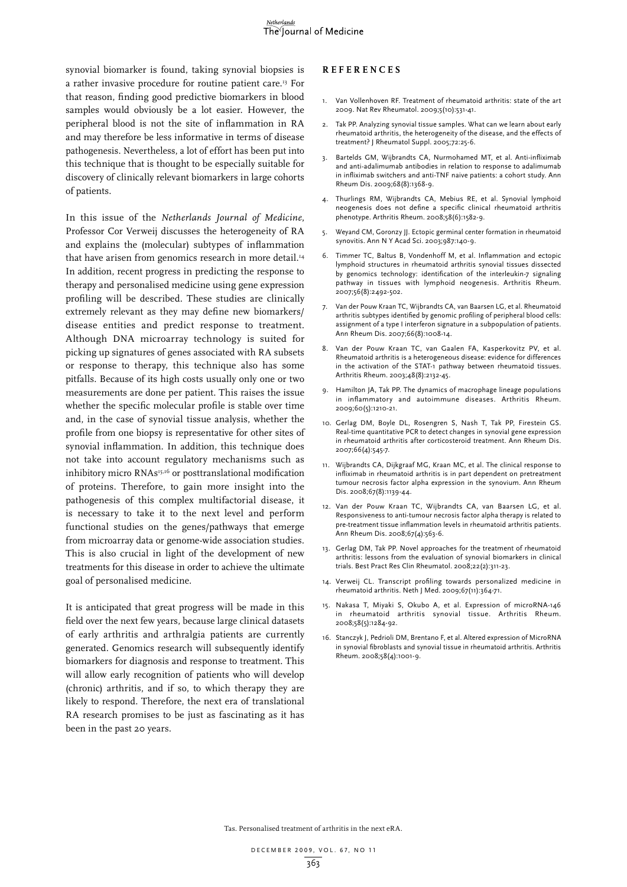synovial biomarker is found, taking synovial biopsies is a rather invasive procedure for routine patient care.[13] For that reason, finding good predictive biomarkers in blood samples would obviously be a lot easier. However, the peripheral blood is not the site of inflammation in RA and may therefore be less informative in terms of disease pathogenesis. Nevertheless, a lot of effort has been put into this technique that is thought to be especially suitable for discovery of clinically relevant biomarkers in large cohorts of patients.

In this issue of the *Netherlands Journal of Medicine*, Professor Cor Verweij discusses the heterogeneity of RA and explains the (molecular) subtypes of inflammation that have arisen from genomics research in more detail.[14] In addition, recent progress in predicting the response to therapy and personalised medicine using gene expression profiling will be described. These studies are clinically extremely relevant as they may define new biomarkers/disease entities and predict response to treatment. Although DNA microarray technology is suited for picking up signatures of genes associated with RA subsets or response to therapy, this technique also has some pitfalls. Because of its high costs usually only one or two measurements are done per patient. This raises the issue whether the specific molecular profile is stable over time and, in the case of synovial tissue analysis, whether the profile from one biopsy is representative for other sites of synovial inflammation. In addition, this technique does not take into account regulatory mechanisms such as inhibitory micro RNAs[15,16] or posttranslational modification of proteins. Therefore, to gain more insight into the pathogenesis of this complex multifactorial disease, it is necessary to take it to the next level and perform functional studies on the genes/pathways that emerge from microarray data or genome-wide association studies. This is also crucial in light of the development of new treatments for this disease in order to achieve the ultimate goal of personalised medicine.

It is anticipated that great progress will be made in this field over the next few years, because large clinical datasets of early arthritis and arthralgia patients are currently generated. Genomics research will subsequently identify biomarkers for diagnosis and response to treatment. This will allow early recognition of patients who will develop (chronic) arthritis, and if so, to which therapy they are likely to respond. Therefore, the next era of translational RA research promises to be just as fascinating as it has been in the past 20 years.

## REFERENCES

1. Van Vollenhoven RF. Treatment of rheumatoid arthritis: state of the art 2009. Nat Rev Rheumatol. 2009;5(10):531-41.
2. Tak PP. Analyzing synovial tissue samples. What can we learn about early rheumatoid arthritis, the heterogeneity of the disease, and the effects of treatment? J Rheumatol Suppl. 2005;72:25-6.
3. Bartelds GM, Wijbrandts CA, Nurmohamed MT, et al. Anti-infliximab and anti-adalimumab antibodies in relation to response to adalimumab in infliximab switchers and anti-TNF naive patients: a cohort study. Ann Rheum Dis. 2009;68(8):1368-9.
4. Thurlings RM, Wijbrandts CA, Mebius RE, et al. Synovial lymphoid neogenesis does not define a specific clinical rheumatoid arthritis phenotype. Arthritis Rheum. 2008;58(6):1582-9.
5. Weyand CM, Goronzy JJ. Ectopic germinal center formation in rheumatoid synovitis. Ann N Y Acad Sci. 2003;987:140-9.
6. Timmer TC, Baltus B, Vondenhoff M, et al. Inflammation and ectopic lymphoid structures in rheumatoid arthritis synovial tissues dissected by genomics technology: identification of the interleukin-7 signaling pathway in tissues with lymphoid neogenesis. Arthritis Rheum. 2007;56(8):2492-502.
7. Van der Pouw Kraan TC, Wijbrandts CA, van Baarsen LG, et al. Rheumatoid arthritis subtypes identified by genomic profiling of peripheral blood cells: assignment of a type I interferon signature in a subpopulation of patients. Ann Rheum Dis. 2007;66(8):1008-14.
8. Van der Pouw Kraan TC, van Gaalen FA, Kasperkovitz PV, et al. Rheumatoid arthritis is a heterogeneous disease: evidence for differences in the activation of the STAT-1 pathway between rheumatoid tissues. Arthritis Rheum. 2003;48(8):2132-45.
9. Hamilton JA, Tak PP. The dynamics of macrophage lineage populations in inflammatory and autoimmune diseases. Arthritis Rheum. 2009;60(5):1210-21.
10. Gerlag DM, Boyle DL, Rosengren S, Nash T, Tak PP, Firestein GS. Real-time quantitative PCR to detect changes in synovial gene expression in rheumatoid arthritis after corticosteroid treatment. Ann Rheum Dis. 2007;66(4):545-7.
11. Wijbrandts CA, Dijkgraaf MG, Kraan MC, et al. The clinical response to infliximab in rheumatoid arthritis is in part dependent on pretreatment tumour necrosis factor alpha expression in the synovium. Ann Rheum Dis. 2008;67(8):1139-44.
12. Van der Pouw Kraan TC, Wijbrandts CA, van Baarsen LG, et al. Responsiveness to anti-tumour necrosis factor alpha therapy is related to pre-treatment tissue inflammation levels in rheumatoid arthritis patients. Ann Rheum Dis. 2008;67(4):563-6.
13. Gerlag DM, Tak PP. Novel approaches for the treatment of rheumatoid arthritis: lessons from the evaluation of synovial biomarkers in clinical trials. Best Pract Res Clin Rheumatol. 2008;22(2):311-23.
14. Verweij CL. Transcript profiling towards personalized medicine in rheumatoid arthritis. Neth J Med. 2009;67(11):364-71.
15. Nakasa T, Miyaki S, Okubo A, et al. Expression of microRNA-146 in rheumatoid arthritis synovial tissue. Arthritis Rheum. 2008;58(5):1284-92.
16. Stanczyk J, Pedrioli DM, Brentano F, et al. Altered expression of MicroRNA in synovial fibroblasts and synovial tissue in rheumatoid arthritis. Arthritis Rheum. 2008;58(4):1001-9.